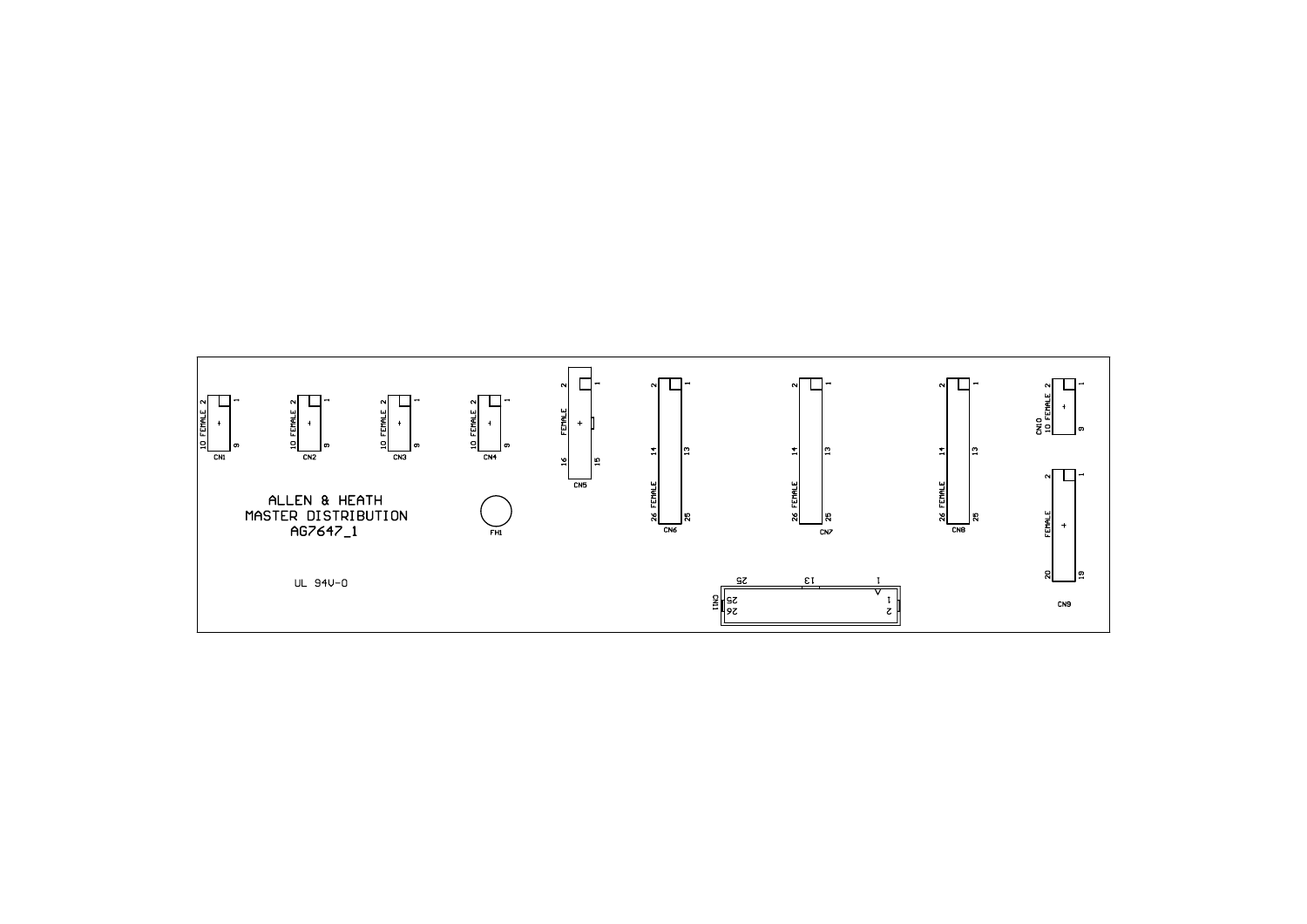ALLEN & HEATH
MASTER DISTRIBUTION
AG7647_1

UL 94V-0

CN1 — 10 FEMALE — 2, 1, 9

CN2 — 10 FEMALE — 2, 1, 9

CN3 — 10 FEMALE — 2, 1, 9

CN4 — 10 FEMALE — 2, 1, 9

FH1

CN5 — FEMALE — 2, 1, 16, 15

CN6 — 26 FEMALE — 2, 1, 14, 13, 26, 25

CN7 — 26 FEMALE — 2, 1, 14, 13, 26, 25

CN8 — 26 FEMALE — 2, 1, 14, 13, 26, 25

CN10 — 10 FEMALE — 2, 1, 9

CN9 — FEMALE — 2, 1, 20, 19

CN11 — 1, 13, 25, 1, 2, 25, 26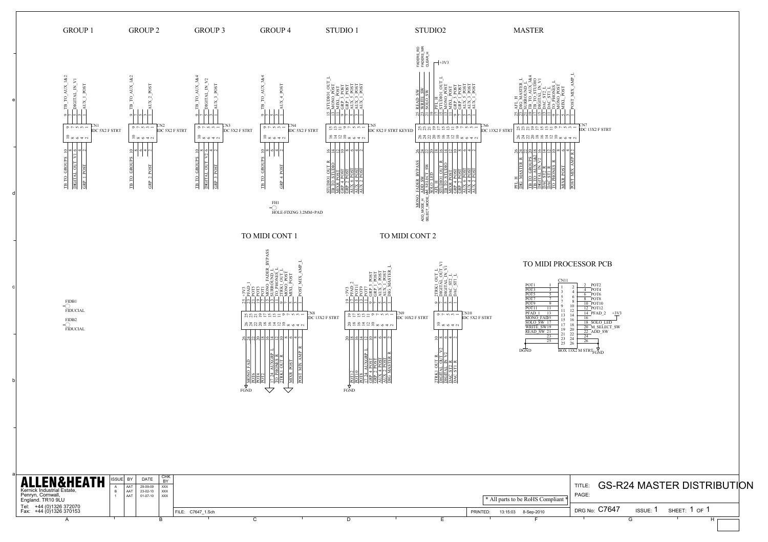GROUP 1

GROUP 2

GROUP 3

GROUP 4

STUDIO 1

STUDIO2

MASTER

CN1 IDC 5X2 F STRT

CN2 IDC 5X2 F STRT

CN3 IDC 5X2 F STRT

CN4 IDC 5X2 F STRT

CN5 IDC 8X2 F STRT KEYED

CN6 IDC 13X2 F STRT

CN7 IDC 13X2 F STRT

FH1 HOLE-FIXING 3.2MM+PAD

TO MIDI CONT 1

TO MIDI CONT 2

TO MIDI PROCESSOR PCB

CN8 IDC 13X2 F STRT

CN9 IDC 10X2 F STRT

CN10 IDC 5X2 F STRT

CN11 BOX 13X2 M STRT

FIDB1 FIDUCIAL

FIDB2 FIDUCIAL

| | | | |
|---|---|---|---|
| POT1 | 1 | 2 | POT2 |
| POT3 | 3 | 4 | POT4 |
| POT5 | 5 | 6 | POT6 |
| POT7 | 7 | 8 | POT8 |
| POT9 | 9 | 10 | POT10 |
| POT11 | 11 | 12 | POT12 |
| PFAD_1 | 13 | 14 | PFAD_2 |
| MONO_FAD | 15 | 16 | |
| SOLO_SW | 17 | 18 | SOLO_LED |
| WRITE_SW | 19 | 20 | M_SELECT_SW |
| READ_SW | 21 | 22 | ADD_SW |
| | 23 | 24 | |
| | 25 | 26 | |

* All parts to be RoHS Compliant *

**ALLEN&HEATH**

Kernick Industrial Estate,
Penryn, Cornwall,
England. TR10 9LU

Tel: +44 (0)1326 372070
Fax: +44 (0)1326 370153

| ISSUE | BY | DATE | CHK BY |
|---|---|---|---|
| A | AAT | 29-09-09 | XXX |
| B | AAT | 23-02-10 | XXX |
| 1 | AAT | 01-07-10 | XXX |

FILE: C7647_1.Sch

PRINTED: 13:15:03 8-Sep-2010

TITLE: GS-R24 MASTER DISTRIBUTION

PAGE:

DRG No: C7647 ISSUE: 1 SHEET: 1 OF 1